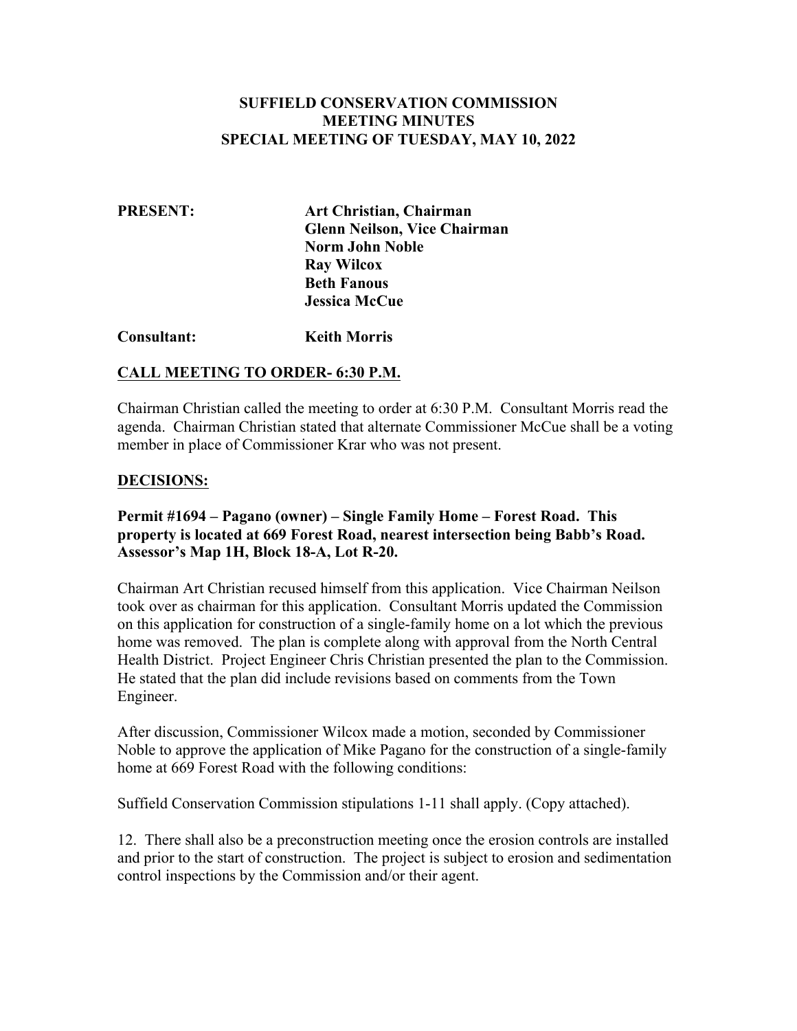# SUFFIELD CONSERVATION COMMISSION
## MEETING MINUTES
## SPECIAL MEETING OF TUESDAY, MAY 10, 2022

**PRESENT:** **Art Christian, Chairman**
**Glenn Neilson, Vice Chairman**
**Norm John Noble**
**Ray Wilcox**
**Beth Fanous**
**Jessica McCue**

**Consultant:** **Keith Morris**

**CALL MEETING TO ORDER- 6:30 P.M.**

Chairman Christian called the meeting to order at 6:30 P.M. Consultant Morris read the agenda. Chairman Christian stated that alternate Commissioner McCue shall be a voting member in place of Commissioner Krar who was not present.

**DECISIONS:**

**Permit #1694 – Pagano (owner) – Single Family Home – Forest Road. This property is located at 669 Forest Road, nearest intersection being Babb's Road. Assessor's Map 1H, Block 18-A, Lot R-20.**

Chairman Art Christian recused himself from this application. Vice Chairman Neilson took over as chairman for this application. Consultant Morris updated the Commission on this application for construction of a single-family home on a lot which the previous home was removed. The plan is complete along with approval from the North Central Health District. Project Engineer Chris Christian presented the plan to the Commission. He stated that the plan did include revisions based on comments from the Town Engineer.

After discussion, Commissioner Wilcox made a motion, seconded by Commissioner Noble to approve the application of Mike Pagano for the construction of a single-family home at 669 Forest Road with the following conditions:

Suffield Conservation Commission stipulations 1-11 shall apply. (Copy attached).

12. There shall also be a preconstruction meeting once the erosion controls are installed and prior to the start of construction. The project is subject to erosion and sedimentation control inspections by the Commission and/or their agent.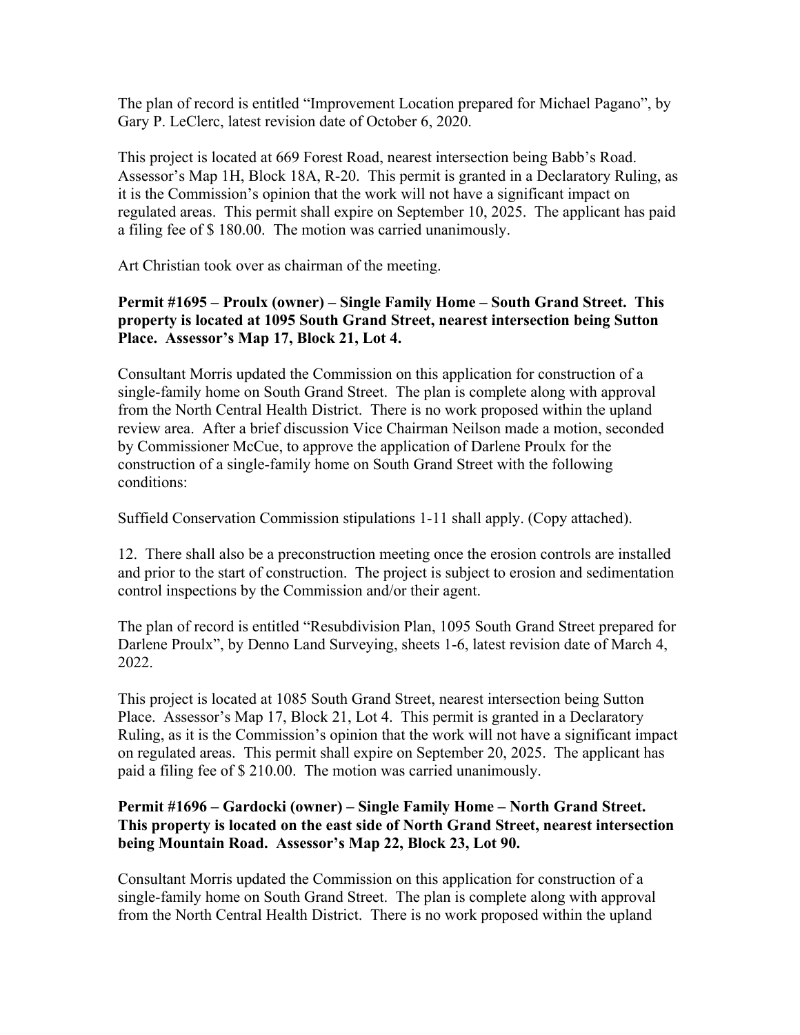The plan of record is entitled "Improvement Location prepared for Michael Pagano", by Gary P. LeClerc, latest revision date of October 6, 2020.

This project is located at 669 Forest Road, nearest intersection being Babb's Road. Assessor's Map 1H, Block 18A, R-20. This permit is granted in a Declaratory Ruling, as it is the Commission's opinion that the work will not have a significant impact on regulated areas. This permit shall expire on September 10, 2025. The applicant has paid a filing fee of $ 180.00. The motion was carried unanimously.

Art Christian took over as chairman of the meeting.

**Permit #1695 – Proulx (owner) – Single Family Home – South Grand Street. This property is located at 1095 South Grand Street, nearest intersection being Sutton Place. Assessor's Map 17, Block 21, Lot 4.**

Consultant Morris updated the Commission on this application for construction of a single-family home on South Grand Street. The plan is complete along with approval from the North Central Health District. There is no work proposed within the upland review area. After a brief discussion Vice Chairman Neilson made a motion, seconded by Commissioner McCue, to approve the application of Darlene Proulx for the construction of a single-family home on South Grand Street with the following conditions:

Suffield Conservation Commission stipulations 1-11 shall apply. (Copy attached).

12. There shall also be a preconstruction meeting once the erosion controls are installed and prior to the start of construction. The project is subject to erosion and sedimentation control inspections by the Commission and/or their agent.

The plan of record is entitled "Resubdivision Plan, 1095 South Grand Street prepared for Darlene Proulx", by Denno Land Surveying, sheets 1-6, latest revision date of March 4, 2022.

This project is located at 1085 South Grand Street, nearest intersection being Sutton Place. Assessor's Map 17, Block 21, Lot 4. This permit is granted in a Declaratory Ruling, as it is the Commission's opinion that the work will not have a significant impact on regulated areas. This permit shall expire on September 20, 2025. The applicant has paid a filing fee of $ 210.00. The motion was carried unanimously.

**Permit #1696 – Gardocki (owner) – Single Family Home – North Grand Street. This property is located on the east side of North Grand Street, nearest intersection being Mountain Road. Assessor's Map 22, Block 23, Lot 90.**

Consultant Morris updated the Commission on this application for construction of a single-family home on South Grand Street. The plan is complete along with approval from the North Central Health District. There is no work proposed within the upland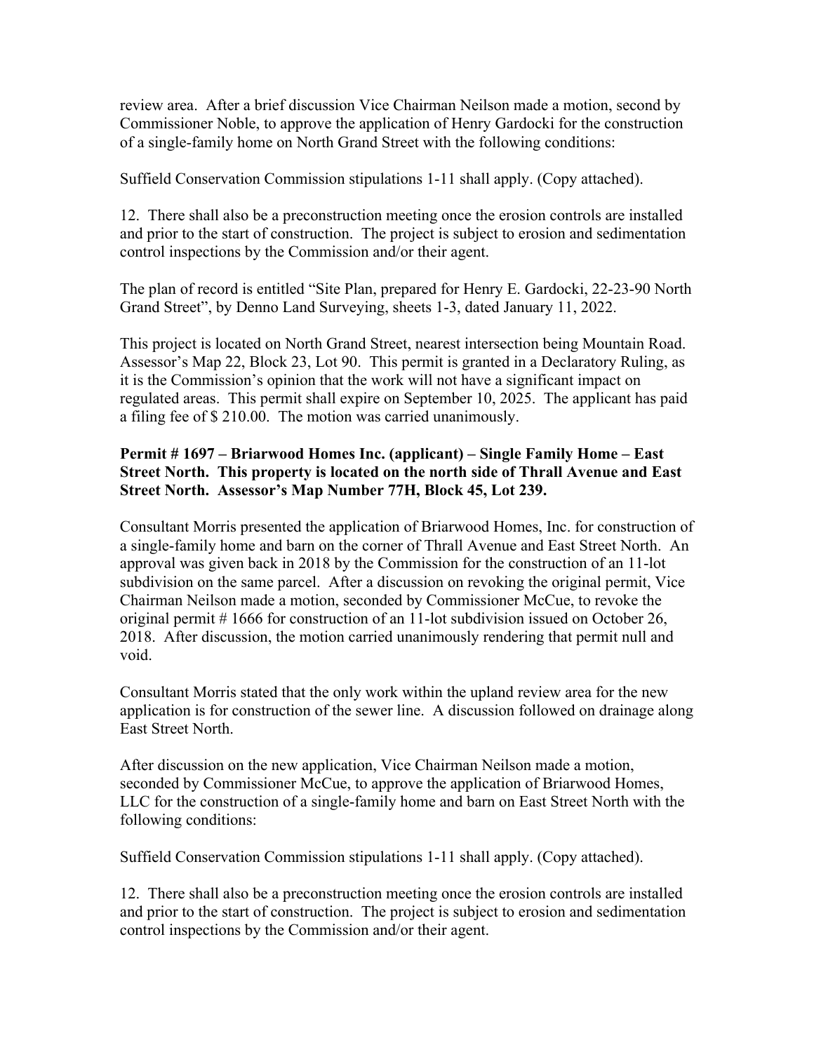review area. After a brief discussion Vice Chairman Neilson made a motion, second by Commissioner Noble, to approve the application of Henry Gardocki for the construction of a single-family home on North Grand Street with the following conditions:

Suffield Conservation Commission stipulations 1-11 shall apply. (Copy attached).

12. There shall also be a preconstruction meeting once the erosion controls are installed and prior to the start of construction. The project is subject to erosion and sedimentation control inspections by the Commission and/or their agent.

The plan of record is entitled "Site Plan, prepared for Henry E. Gardocki, 22-23-90 North Grand Street", by Denno Land Surveying, sheets 1-3, dated January 11, 2022.

This project is located on North Grand Street, nearest intersection being Mountain Road. Assessor's Map 22, Block 23, Lot 90. This permit is granted in a Declaratory Ruling, as it is the Commission's opinion that the work will not have a significant impact on regulated areas. This permit shall expire on September 10, 2025. The applicant has paid a filing fee of $ 210.00. The motion was carried unanimously.

**Permit # 1697 – Briarwood Homes Inc. (applicant) – Single Family Home – East Street North. This property is located on the north side of Thrall Avenue and East Street North. Assessor's Map Number 77H, Block 45, Lot 239.**

Consultant Morris presented the application of Briarwood Homes, Inc. for construction of a single-family home and barn on the corner of Thrall Avenue and East Street North. An approval was given back in 2018 by the Commission for the construction of an 11-lot subdivision on the same parcel. After a discussion on revoking the original permit, Vice Chairman Neilson made a motion, seconded by Commissioner McCue, to revoke the original permit # 1666 for construction of an 11-lot subdivision issued on October 26, 2018. After discussion, the motion carried unanimously rendering that permit null and void.

Consultant Morris stated that the only work within the upland review area for the new application is for construction of the sewer line. A discussion followed on drainage along East Street North.

After discussion on the new application, Vice Chairman Neilson made a motion, seconded by Commissioner McCue, to approve the application of Briarwood Homes, LLC for the construction of a single-family home and barn on East Street North with the following conditions:

Suffield Conservation Commission stipulations 1-11 shall apply. (Copy attached).

12. There shall also be a preconstruction meeting once the erosion controls are installed and prior to the start of construction. The project is subject to erosion and sedimentation control inspections by the Commission and/or their agent.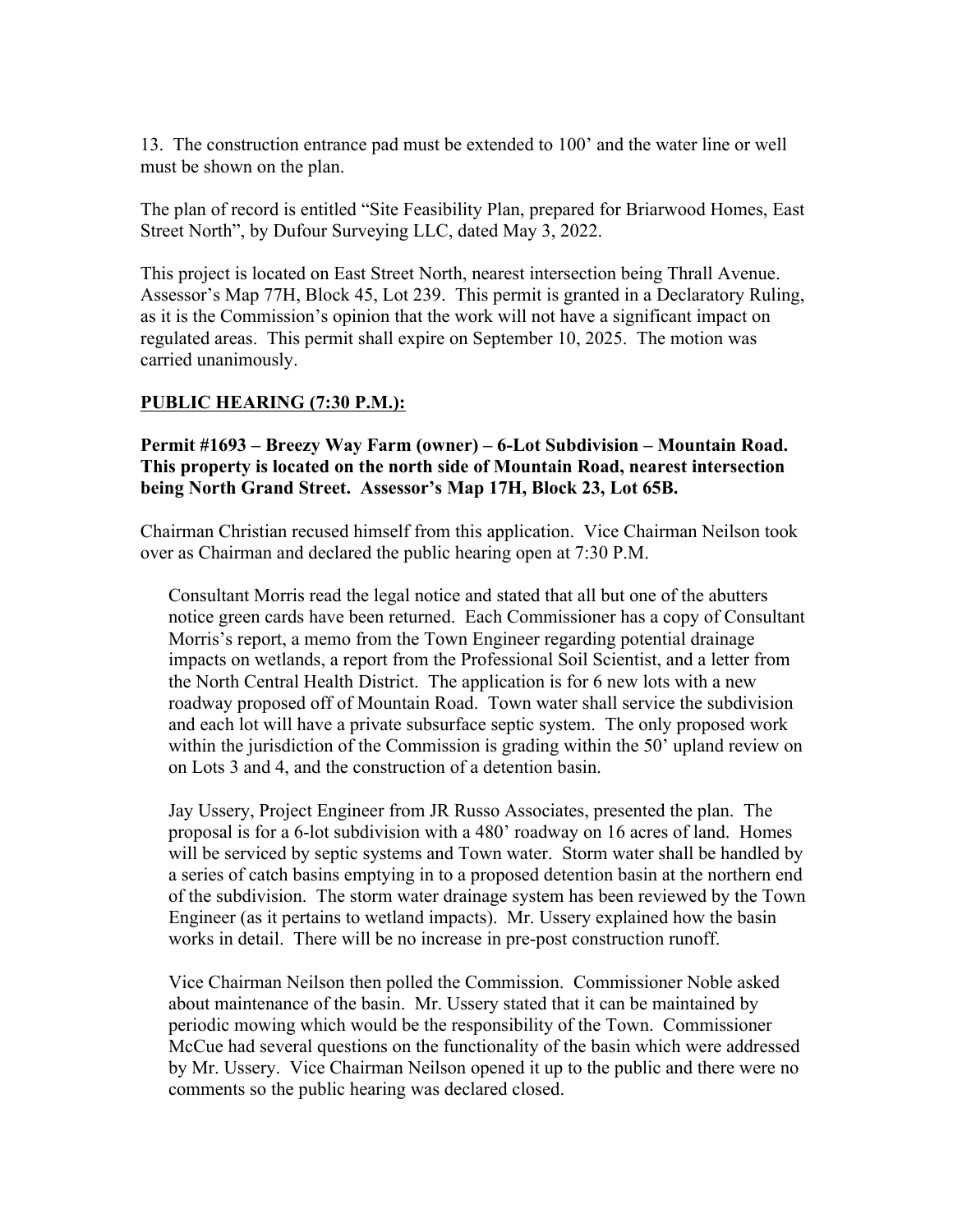13. The construction entrance pad must be extended to 100' and the water line or well must be shown on the plan.

The plan of record is entitled "Site Feasibility Plan, prepared for Briarwood Homes, East Street North", by Dufour Surveying LLC, dated May 3, 2022.

This project is located on East Street North, nearest intersection being Thrall Avenue. Assessor's Map 77H, Block 45, Lot 239. This permit is granted in a Declaratory Ruling, as it is the Commission's opinion that the work will not have a significant impact on regulated areas. This permit shall expire on September 10, 2025. The motion was carried unanimously.

**PUBLIC HEARING (7:30 P.M.):**

**Permit #1693 – Breezy Way Farm (owner) – 6-Lot Subdivision – Mountain Road. This property is located on the north side of Mountain Road, nearest intersection being North Grand Street. Assessor's Map 17H, Block 23, Lot 65B.**

Chairman Christian recused himself from this application. Vice Chairman Neilson took over as Chairman and declared the public hearing open at 7:30 P.M.

Consultant Morris read the legal notice and stated that all but one of the abutters notice green cards have been returned. Each Commissioner has a copy of Consultant Morris's report, a memo from the Town Engineer regarding potential drainage impacts on wetlands, a report from the Professional Soil Scientist, and a letter from the North Central Health District. The application is for 6 new lots with a new roadway proposed off of Mountain Road. Town water shall service the subdivision and each lot will have a private subsurface septic system. The only proposed work within the jurisdiction of the Commission is grading within the 50' upland review on on Lots 3 and 4, and the construction of a detention basin.

Jay Ussery, Project Engineer from JR Russo Associates, presented the plan. The proposal is for a 6-lot subdivision with a 480' roadway on 16 acres of land. Homes will be serviced by septic systems and Town water. Storm water shall be handled by a series of catch basins emptying in to a proposed detention basin at the northern end of the subdivision. The storm water drainage system has been reviewed by the Town Engineer (as it pertains to wetland impacts). Mr. Ussery explained how the basin works in detail. There will be no increase in pre-post construction runoff.

Vice Chairman Neilson then polled the Commission. Commissioner Noble asked about maintenance of the basin. Mr. Ussery stated that it can be maintained by periodic mowing which would be the responsibility of the Town. Commissioner McCue had several questions on the functionality of the basin which were addressed by Mr. Ussery. Vice Chairman Neilson opened it up to the public and there were no comments so the public hearing was declared closed.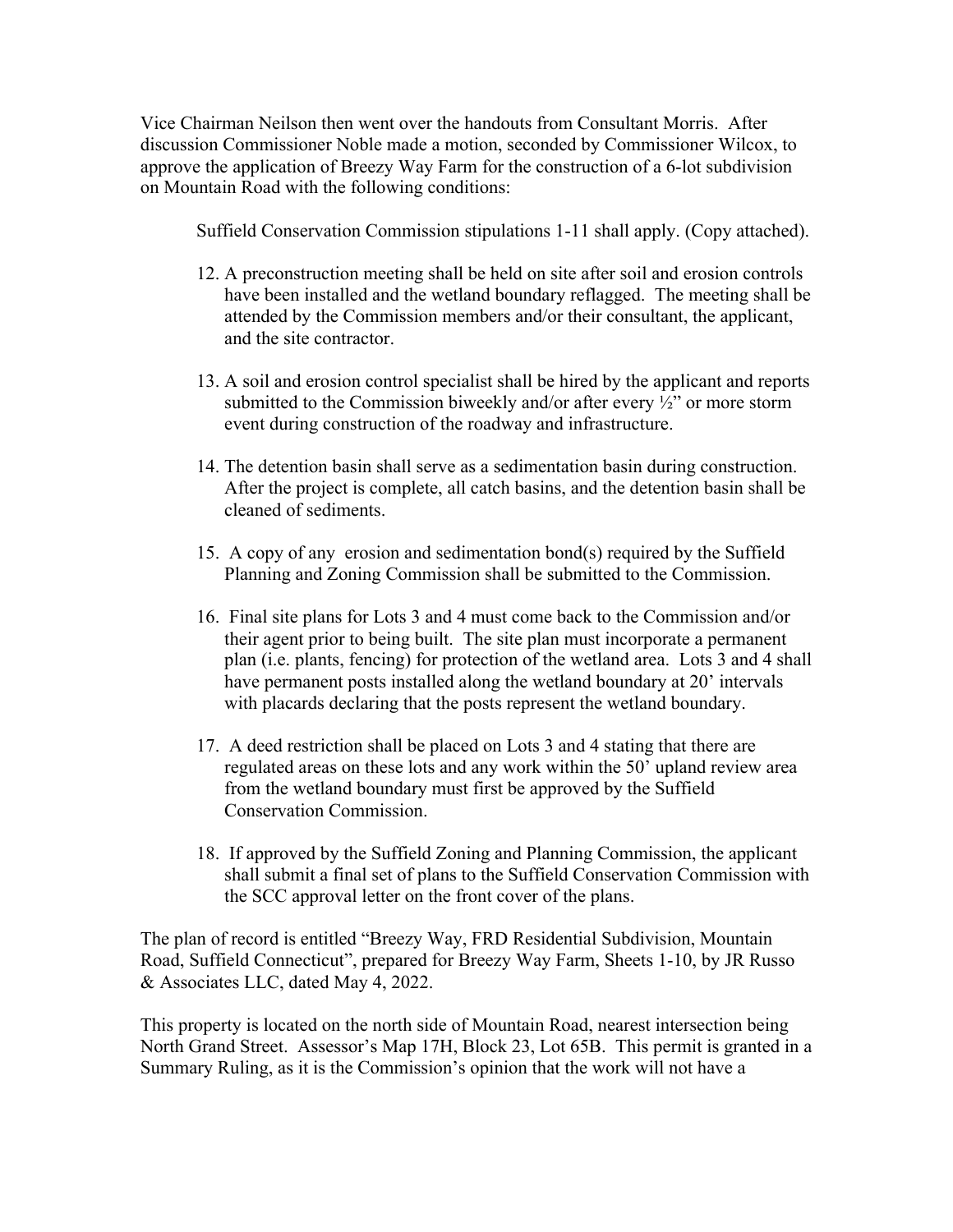Vice Chairman Neilson then went over the handouts from Consultant Morris. After discussion Commissioner Noble made a motion, seconded by Commissioner Wilcox, to approve the application of Breezy Way Farm for the construction of a 6-lot subdivision on Mountain Road with the following conditions:

Suffield Conservation Commission stipulations 1-11 shall apply. (Copy attached).

12. A preconstruction meeting shall be held on site after soil and erosion controls have been installed and the wetland boundary reflagged. The meeting shall be attended by the Commission members and/or their consultant, the applicant, and the site contractor.

13. A soil and erosion control specialist shall be hired by the applicant and reports submitted to the Commission biweekly and/or after every ½" or more storm event during construction of the roadway and infrastructure.

14. The detention basin shall serve as a sedimentation basin during construction. After the project is complete, all catch basins, and the detention basin shall be cleaned of sediments.

15. A copy of any erosion and sedimentation bond(s) required by the Suffield Planning and Zoning Commission shall be submitted to the Commission.

16. Final site plans for Lots 3 and 4 must come back to the Commission and/or their agent prior to being built. The site plan must incorporate a permanent plan (i.e. plants, fencing) for protection of the wetland area. Lots 3 and 4 shall have permanent posts installed along the wetland boundary at 20' intervals with placards declaring that the posts represent the wetland boundary.

17. A deed restriction shall be placed on Lots 3 and 4 stating that there are regulated areas on these lots and any work within the 50' upland review area from the wetland boundary must first be approved by the Suffield Conservation Commission.

18. If approved by the Suffield Zoning and Planning Commission, the applicant shall submit a final set of plans to the Suffield Conservation Commission with the SCC approval letter on the front cover of the plans.

The plan of record is entitled "Breezy Way, FRD Residential Subdivision, Mountain Road, Suffield Connecticut", prepared for Breezy Way Farm, Sheets 1-10, by JR Russo & Associates LLC, dated May 4, 2022.

This property is located on the north side of Mountain Road, nearest intersection being North Grand Street. Assessor's Map 17H, Block 23, Lot 65B. This permit is granted in a Summary Ruling, as it is the Commission's opinion that the work will not have a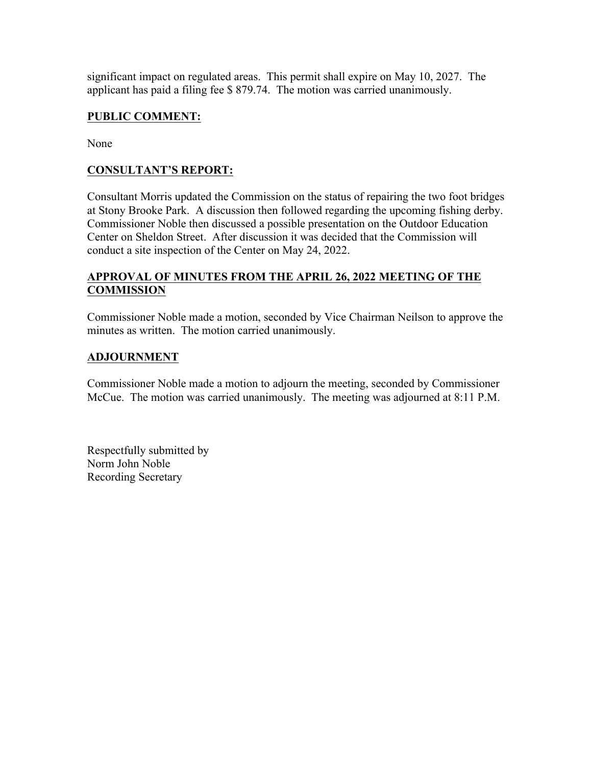significant impact on regulated areas. This permit shall expire on May 10, 2027. The applicant has paid a filing fee $ 879.74. The motion was carried unanimously.

## PUBLIC COMMENT:

None

## CONSULTANT'S REPORT:

Consultant Morris updated the Commission on the status of repairing the two foot bridges at Stony Brooke Park. A discussion then followed regarding the upcoming fishing derby. Commissioner Noble then discussed a possible presentation on the Outdoor Education Center on Sheldon Street. After discussion it was decided that the Commission will conduct a site inspection of the Center on May 24, 2022.

## APPROVAL OF MINUTES FROM THE APRIL 26, 2022 MEETING OF THE COMMISSION

Commissioner Noble made a motion, seconded by Vice Chairman Neilson to approve the minutes as written. The motion carried unanimously.

## ADJOURNMENT

Commissioner Noble made a motion to adjourn the meeting, seconded by Commissioner McCue. The motion was carried unanimously. The meeting was adjourned at 8:11 P.M.

Respectfully submitted by
Norm John Noble
Recording Secretary